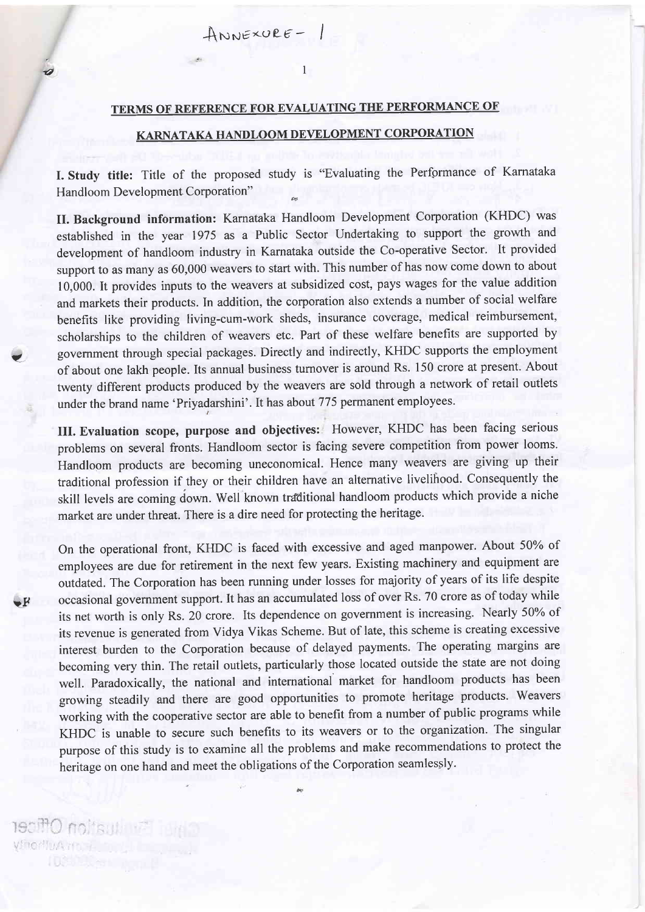ANNEXURE- I

## TERMS OF REFERENCE FOR EVALUATING THE PERFORMANCE OF KARNATAKA HANDLOOM DEVELOPMENT CORPORATION

**I. Study title:** Title of the proposed study is "Evaluating the Performance of Karnataka Handloom Development Corporation"

**II. Background information:** Karnataka Handloom Development Corporation (KHDC) was established in the year 1975 as a Public Sector Undertaking to support the growth and development of handloom industry in Karnataka outside the Co-operative Sector. It provided support to as many as 60,000 weavers to start with. This number of has now come down to about 10,000. It provides inputs to the weavers at subsidized cost, pays wages for the value addition and markets their products. In addition, the corporation also extends a number of social welfare benefits like providing living-cum-work sheds, insurance coverage, medical reimbursement, scholarships to the children of weavers etc. Part of these welfare benefits are supported by government through special packages. Directly and indirectly, KHDC supports the employment of about one lakh people. Its annual business turnover is around Rs. 150 crore at present. About twenty different products produced by the weavers are sold through a network of retail outlets under the brand name 'Priyadarshini'. It has about 775 permanent employees.

**III. Evaluation scope, purpose and objectives:** However, KHDC has been facing serious problems on several fronts. Handloom sector is facing severe competition from power looms. Handloom products are becoming uneconomical. Hence many weavers are giving up their traditional profession if they or their children have an alternative livelihood. Consequently the skill levels are coming down. Well known traditional handloom products which provide a niche market are under threat. There is a dire need for protecting the heritage.

On the operational front, KHDC is faced with excessive and aged manpower. About 50% of employees are due for retirement in the next few years. Existing machinery and equipment are outdated. The Corporation has been running under losses for majority of years of its life despite occasional government support. It has an accumulated loss of over Rs. 70 crore as of today while its net worth is only Rs. 20 crore. Its dependence on government is increasing. Nearly 50% of its revenue is generated from Vidya Vikas Scheme. But of late, this scheme is creating excessive interest burden to the Corporation because of delayed payments. The operating margins are becoming very thin. The retail outlets, particularly those located outside the state are not doing well. Paradoxically, the national and international market for handloom products has been growing steadily and there are good opportunities to promote heritage products. Weavers working with the cooperative sector are able to benefit from a number of public programs while KHDC is unable to secure such benefits to its weavers or to the organization. The singular purpose of this study is to examine all the problems and make recommendations to protect the heritage on one hand and meet the obligations of the Corporation seamlessly.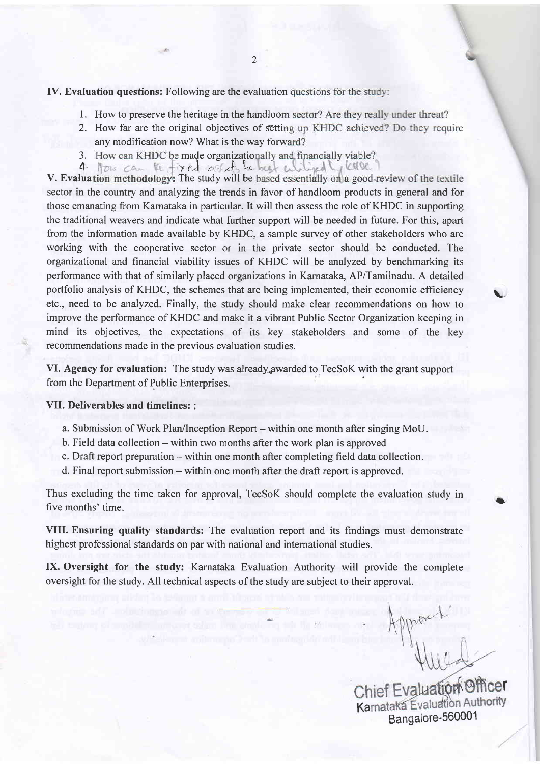**IV. Evaluation questions:** Following are the evaluation questions for the study:

1. How to preserve the heritage in the handloom sector? Are they really under threat?
2. How far are the original objectives of setting up KHDC achieved? Do they require any modification now? What is the way forward?
3. How can KHDC be made organizationally and financially viable?
4. How can the fixed assets be best utilized by KHDC?

**V. Evaluation methodology:** The study will be based essentially on a good review of the textile sector in the country and analyzing the trends in favor of handloom products in general and for those emanating from Karnataka in particular. It will then assess the role of KHDC in supporting the traditional weavers and indicate what further support will be needed in future. For this, apart from the information made available by KHDC, a sample survey of other stakeholders who are working with the cooperative sector or in the private sector should be conducted. The organizational and financial viability issues of KHDC will be analyzed by benchmarking its performance with that of similarly placed organizations in Karnataka, AP/Tamilnadu. A detailed portfolio analysis of KHDC, the schemes that are being implemented, their economic efficiency etc., need to be analyzed. Finally, the study should make clear recommendations on how to improve the performance of KHDC and make it a vibrant Public Sector Organization keeping in mind its objectives, the expectations of its key stakeholders and some of the key recommendations made in the previous evaluation studies.

**VI. Agency for evaluation:** The study was already awarded to TecSoK with the grant support from the Department of Public Enterprises.

**VII. Deliverables and timelines: :**

a. Submission of Work Plan/Inception Report – within one month after singing MoU.
b. Field data collection – within two months after the work plan is approved
c. Draft report preparation – within one month after completing field data collection.
d. Final report submission – within one month after the draft report is approved.

Thus excluding the time taken for approval, TecSoK should complete the evaluation study in five months' time.

**VIII. Ensuring quality standards:** The evaluation report and its findings must demonstrate highest professional standards on par with national and international studies.

**IX. Oversight for the study:** Karnataka Evaluation Authority will provide the complete oversight for the study. All technical aspects of the study are subject to their approval.

Approved

Chief Evaluation Officer
Karnataka Evaluation Authority
Bangalore-560001